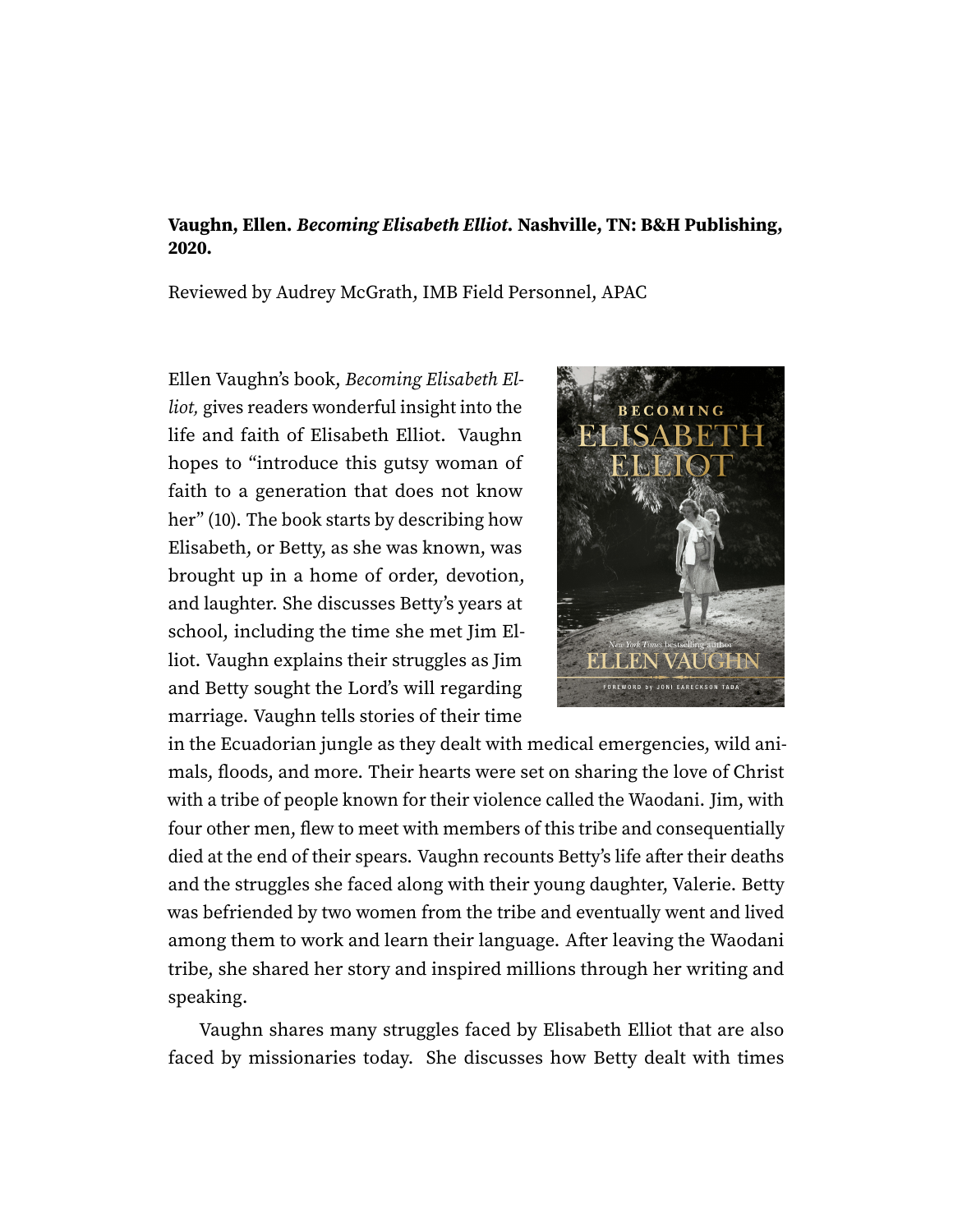**Vaughn, Ellen. *Becoming Elisabeth Elliot*. Nashville, TN: B&H Publishing, 2020.**

Reviewed by Audrey McGrath, IMB Field Personnel, APAC

Ellen Vaughn's book, *Becoming Elisabeth Elliot,* gives readers wonderful insight into the life and faith of Elisabeth Elliot. Vaughn hopes to "introduce this gutsy woman of faith to a generation that does not know her" (10). The book starts by describing how Elisabeth, or Betty, as she was known, was brought up in a home of order, devotion, and laughter. She discusses Betty's years at school, including the time she met Jim Elliot. Vaughn explains their struggles as Jim and Betty sought the Lord's will regarding marriage. Vaughn tells stories of their time in the Ecuadorian jungle as they dealt with medical emergencies, wild animals, floods, and more. Their hearts were set on sharing the love of Christ with a tribe of people known for their violence called the Waodani. Jim, with four other men, flew to meet with members of this tribe and consequentially died at the end of their spears. Vaughn recounts Betty's life after their deaths and the struggles she faced along with their young daughter, Valerie. Betty was befriended by two women from the tribe and eventually went and lived among them to work and learn their language. After leaving the Waodani tribe, she shared her story and inspired millions through her writing and speaking.

Vaughn shares many struggles faced by Elisabeth Elliot that are also faced by missionaries today. She discusses how Betty dealt with times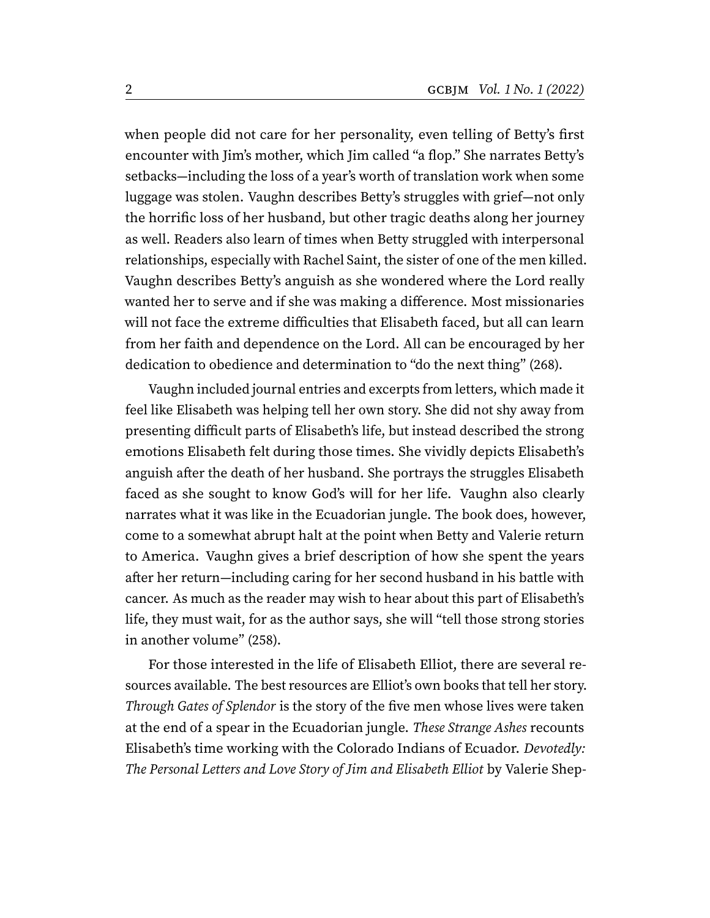when people did not care for her personality, even telling of Betty's first encounter with Jim's mother, which Jim called "a flop." She narrates Betty's setbacks—including the loss of a year's worth of translation work when some luggage was stolen. Vaughn describes Betty's struggles with grief—not only the horrific loss of her husband, but other tragic deaths along her journey as well. Readers also learn of times when Betty struggled with interpersonal relationships, especially with Rachel Saint, the sister of one of the men killed. Vaughn describes Betty's anguish as she wondered where the Lord really wanted her to serve and if she was making a difference. Most missionaries will not face the extreme difficulties that Elisabeth faced, but all can learn from her faith and dependence on the Lord. All can be encouraged by her dedication to obedience and determination to "do the next thing" (268).

Vaughn included journal entries and excerpts from letters, which made it feel like Elisabeth was helping tell her own story. She did not shy away from presenting difficult parts of Elisabeth's life, but instead described the strong emotions Elisabeth felt during those times. She vividly depicts Elisabeth's anguish after the death of her husband. She portrays the struggles Elisabeth faced as she sought to know God's will for her life. Vaughn also clearly narrates what it was like in the Ecuadorian jungle. The book does, however, come to a somewhat abrupt halt at the point when Betty and Valerie return to America. Vaughn gives a brief description of how she spent the years after her return—including caring for her second husband in his battle with cancer. As much as the reader may wish to hear about this part of Elisabeth's life, they must wait, for as the author says, she will "tell those strong stories in another volume" (258).

For those interested in the life of Elisabeth Elliot, there are several resources available. The best resources are Elliot's own books that tell her story. *Through Gates of Splendor* is the story of the five men whose lives were taken at the end of a spear in the Ecuadorian jungle. *These Strange Ashes* recounts Elisabeth's time working with the Colorado Indians of Ecuador. *Devotedly: The Personal Letters and Love Story of Jim and Elisabeth Elliot* by Valerie Shep-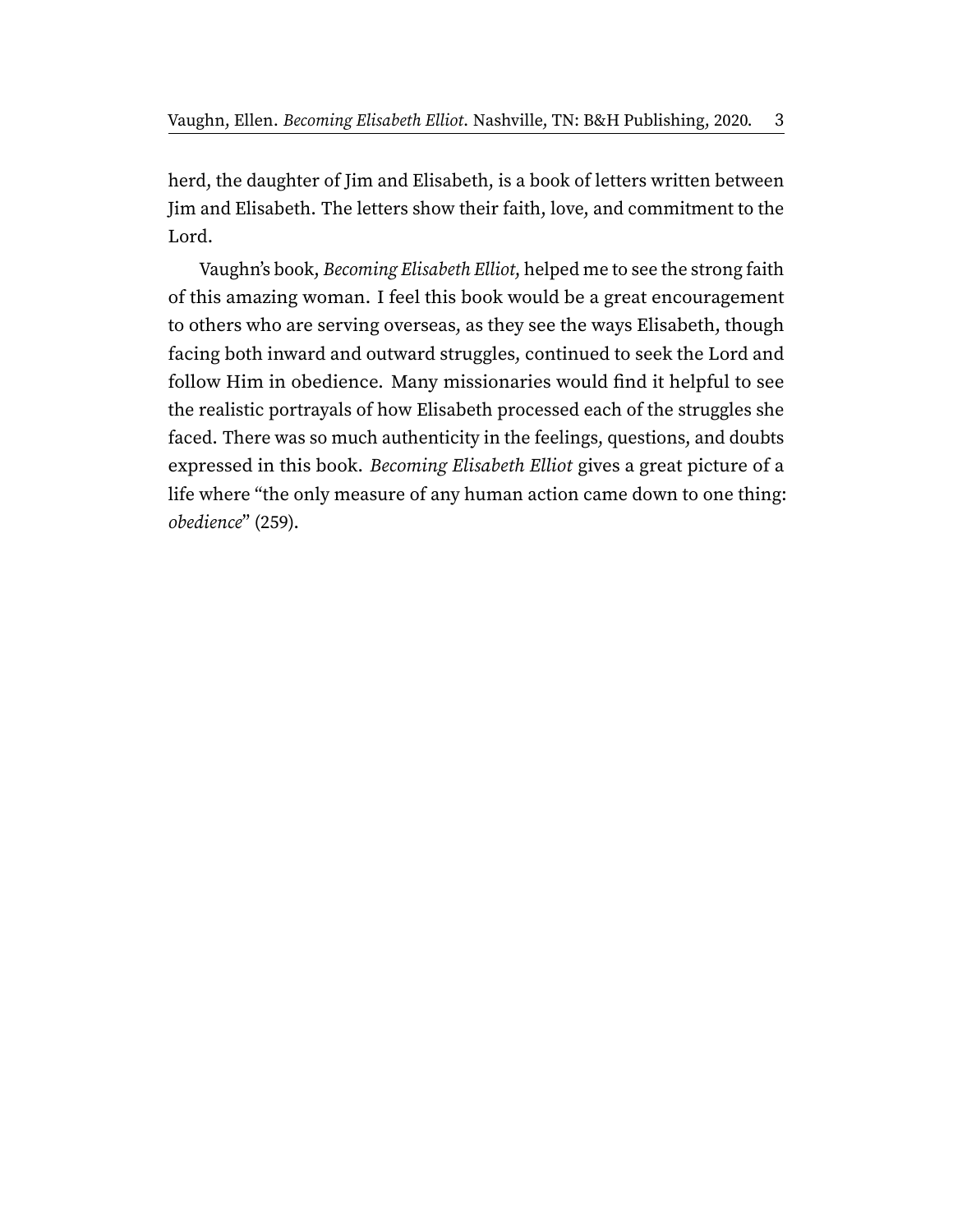herd, the daughter of Jim and Elisabeth, is a book of letters written between Jim and Elisabeth. The letters show their faith, love, and commitment to the Lord.

Vaughn's book, *Becoming Elisabeth Elliot*, helped me to see the strong faith of this amazing woman. I feel this book would be a great encouragement to others who are serving overseas, as they see the ways Elisabeth, though facing both inward and outward struggles, continued to seek the Lord and follow Him in obedience. Many missionaries would find it helpful to see the realistic portrayals of how Elisabeth processed each of the struggles she faced. There was so much authenticity in the feelings, questions, and doubts expressed in this book. *Becoming Elisabeth Elliot* gives a great picture of a life where "the only measure of any human action came down to one thing: *obedience*" (259).